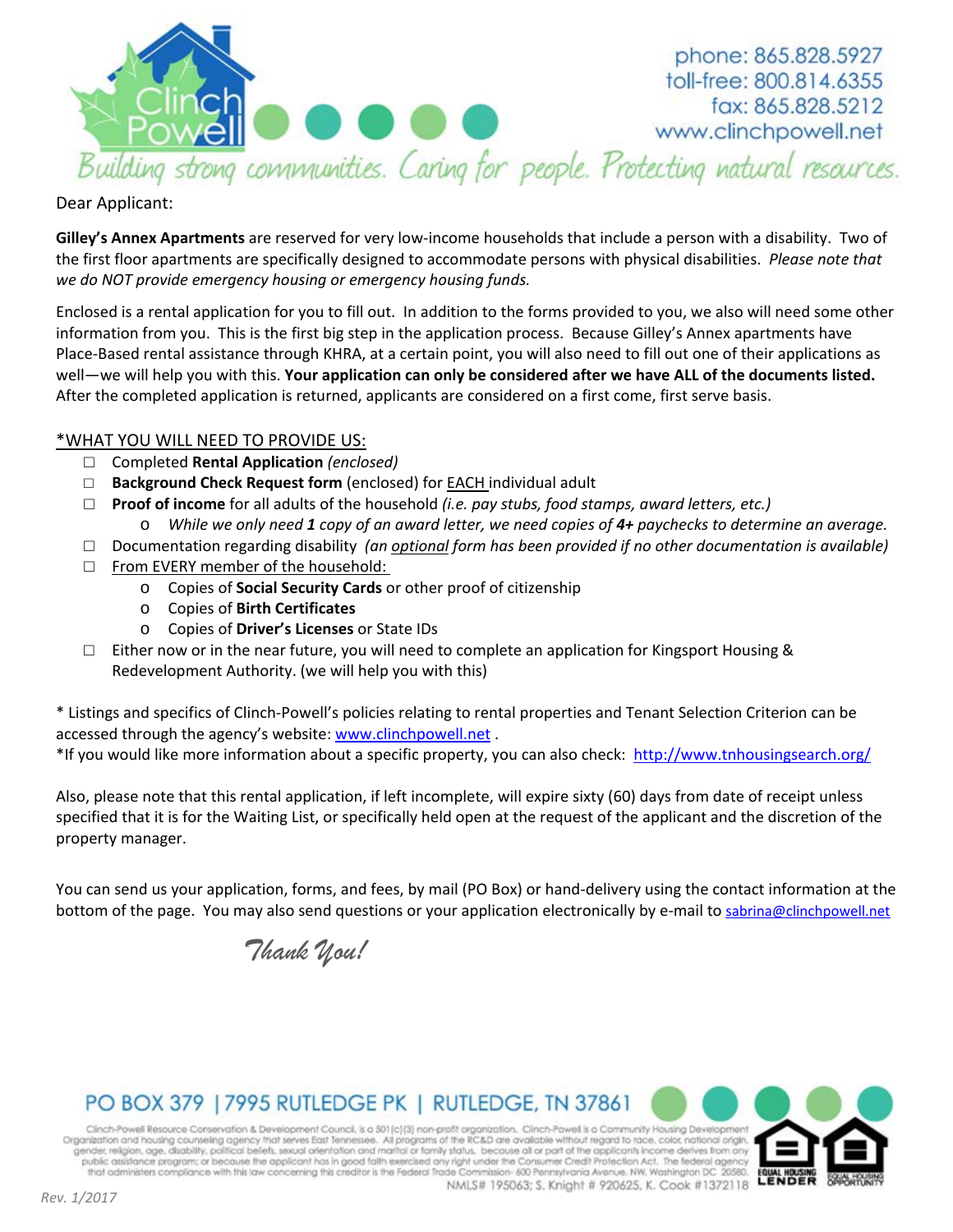phone: 865.828.5927
toll-free: 800.814.6355
fax: 865.828.5212
www.clinchpowell.net

*Building strong communities. Caring for people. Protecting natural resources.*

Dear Applicant:

**Gilley's Annex Apartments** are reserved for very low-income households that include a person with a disability. Two of the first floor apartments are specifically designed to accommodate persons with physical disabilities. *Please note that we do NOT provide emergency housing or emergency housing funds.*

Enclosed is a rental application for you to fill out. In addition to the forms provided to you, we also will need some other information from you. This is the first big step in the application process. Because Gilley's Annex apartments have Place-Based rental assistance through KHRA, at a certain point, you will also need to fill out one of their applications as well—we will help you with this. **Your application can only be considered after we have ALL of the documents listed.** After the completed application is returned, applicants are considered on a first come, first serve basis.

<u>*WHAT YOU WILL NEED TO PROVIDE US:</u>

- ☐ Completed **Rental Application** *(enclosed)*
- ☐ **Background Check Request form** (enclosed) for <u>EACH</u> individual adult
- ☐ **Proof of income** for all adults of the household *(i.e. pay stubs, food stamps, award letters, etc.)*
  - *While we only need **1** copy of an award letter, we need copies of **4+** paychecks to determine an average.*
- ☐ Documentation regarding disability *(an <u>optional</u> form has been provided if no other documentation is available)*
- ☐ <u>From EVERY member of the household:</u>
  - Copies of **Social Security Cards** or other proof of citizenship
  - Copies of **Birth Certificates**
  - Copies of **Driver's Licenses** or State IDs
- ☐ Either now or in the near future, you will need to complete an application for Kingsport Housing & Redevelopment Authority. (we will help you with this)

\* Listings and specifics of Clinch-Powell's policies relating to rental properties and Tenant Selection Criterion can be accessed through the agency's website: www.clinchpowell.net .

*If you would like more information about a specific property, you can also check: http://www.tnhousingsearch.org/

Also, please note that this rental application, if left incomplete, will expire sixty (60) days from date of receipt unless specified that it is for the Waiting List, or specifically held open at the request of the applicant and the discretion of the property manager.

You can send us your application, forms, and fees, by mail (PO Box) or hand-delivery using the contact information at the bottom of the page. You may also send questions or your application electronically by e-mail to sabrina@clinchpowell.net

*Thank You!*

PO BOX 379 | 7995 RUTLEDGE PK | RUTLEDGE, TN 37861

Clinch-Powell Resource Conservation & Development Council, is a 501(c)(3) non-profit organization. Clinch-Powell is a Community Housing Development Organization and housing counseling agency that serves East Tennessee. All programs of the RC&D are available without regard to race, color, national origin, gender, religion, age, disability, political beliefs, sexual orientation and marital or family status, because all or part of the applicants income derives from any public assistance program; or because the applicant has in good faith exercised any right under the Consumer Credit Protection Act. The federal agency that administers compliance with this law concerning this creditor is the Federal Trade Commission- 600 Pennsylvania Avenue, NW, Washington DC 20580.
NMLS# 195063; S. Knight # 920625, K. Cook #1372118

EQUAL HOUSING LENDER — EQUAL HOUSING OPPORTUNITY

Rev. 1/2017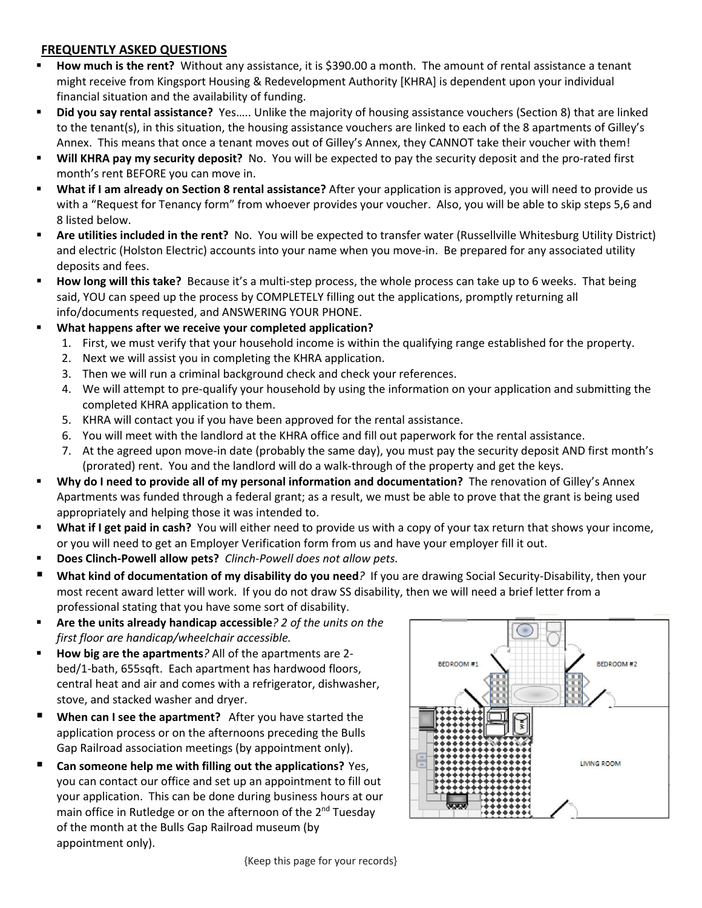## FREQUENTLY ASKED QUESTIONS

- **How much is the rent?** Without any assistance, it is $390.00 a month. The amount of rental assistance a tenant might receive from Kingsport Housing & Redevelopment Authority [KHRA] is dependent upon your individual financial situation and the availability of funding.
- **Did you say rental assistance?** Yes….. Unlike the majority of housing assistance vouchers (Section 8) that are linked to the tenant(s), in this situation, the housing assistance vouchers are linked to each of the 8 apartments of Gilley's Annex. This means that once a tenant moves out of Gilley's Annex, they CANNOT take their voucher with them!
- **Will KHRA pay my security deposit?** No. You will be expected to pay the security deposit and the pro-rated first month's rent BEFORE you can move in.
- **What if I am already on Section 8 rental assistance?** After your application is approved, you will need to provide us with a "Request for Tenancy form" from whoever provides your voucher. Also, you will be able to skip steps 5,6 and 8 listed below.
- **Are utilities included in the rent?** No. You will be expected to transfer water (Russellville Whitesburg Utility District) and electric (Holston Electric) accounts into your name when you move-in. Be prepared for any associated utility deposits and fees.
- **How long will this take?** Because it's a multi-step process, the whole process can take up to 6 weeks. That being said, YOU can speed up the process by COMPLETELY filling out the applications, promptly returning all info/documents requested, and ANSWERING YOUR PHONE.
- **What happens after we receive your completed application?**
  1. First, we must verify that your household income is within the qualifying range established for the property.
  2. Next we will assist you in completing the KHRA application.
  3. Then we will run a criminal background check and check your references.
  4. We will attempt to pre-qualify your household by using the information on your application and submitting the completed KHRA application to them.
  5. KHRA will contact you if you have been approved for the rental assistance.
  6. You will meet with the landlord at the KHRA office and fill out paperwork for the rental assistance.
  7. At the agreed upon move-in date (probably the same day), you must pay the security deposit AND first month's (prorated) rent. You and the landlord will do a walk-through of the property and get the keys.
- **Why do I need to provide all of my personal information and documentation?** The renovation of Gilley's Annex Apartments was funded through a federal grant; as a result, we must be able to prove that the grant is being used appropriately and helping those it was intended to.
- **What if I get paid in cash?** You will either need to provide us with a copy of your tax return that shows your income, or you will need to get an Employer Verification form from us and have your employer fill it out.
- **Does Clinch-Powell allow pets?** *Clinch-Powell does not allow pets.*
- **What kind of documentation of my disability do you need?** If you are drawing Social Security-Disability, then your most recent award letter will work. If you do not draw SS disability, then we will need a brief letter from a professional stating that you have some sort of disability.
- **Are the units already handicap accessible?** *2 of the units on the first floor are handicap/wheelchair accessible.*
- **How big are the apartments?** All of the apartments are 2-bed/1-bath, 655sqft. Each apartment has hardwood floors, central heat and air and comes with a refrigerator, dishwasher, stove, and stacked washer and dryer.
- **When can I see the apartment?** After you have started the application process or on the afternoons preceding the Bulls Gap Railroad association meetings (by appointment only).
- **Can someone help me with filling out the applications?** Yes, you can contact our office and set up an appointment to fill out your application. This can be done during business hours at our main office in Rutledge or on the afternoon of the 2nd Tuesday of the month at the Bulls Gap Railroad museum (by appointment only).

BEDROOM #1 BEDROOM #2 LIVING ROOM

{Keep this page for your records}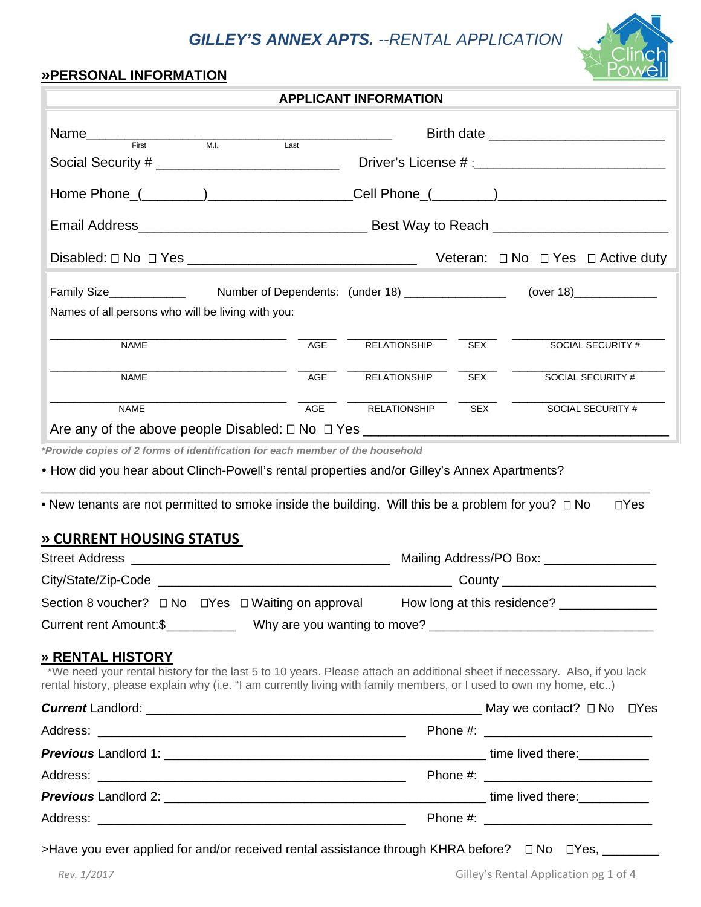# GILLEY'S ANNEX APTS. --RENTAL APPLICATION

## »PERSONAL INFORMATION

**APPLICANT INFORMATION**

Name_____________________________________________ Birth date ________________________
First M.I. Last

Social Security # ________________________ Driver's License # :__________________________

Home Phone_(________)__________________Cell Phone_(________)_____________________

Email Address______________________________ Best Way to Reach ______________________

Disabled: ☐ No ☐ Yes ______________________________ Veteran: ☐ No ☐ Yes ☐ Active duty

Family Size____________ Number of Dependents: (under 18) ________________ (over 18)_____________

Names of all persons who will be living with you:

| NAME | AGE | RELATIONSHIP | SEX | SOCIAL SECURITY # |
|---|---|---|---|---|
| | | | | |
| | | | | |
| | | | | |

Are any of the above people Disabled: ☐ No ☐ Yes _________________________________________

****Provide copies of 2 forms of identification for each member of the household***

- How did you hear about Clinch-Powell's rental properties and/or Gilley's Annex Apartments?

_______________________________________________________________________________

- New tenants are not permitted to smoke inside the building. Will this be a problem for you? ☐ No ☐Yes

## » CURRENT HOUSING STATUS

Street Address ___________________________________ Mailing Address/PO Box: ________________

City/State/Zip-Code ______________________________________ County ______________________

Section 8 voucher? ☐ No ☐Yes ☐ Waiting on approval How long at this residence? ______________

Current rent Amount:$__________ Why are you wanting to move? ________________________________

## » RENTAL HISTORY

*We need your rental history for the last 5 to 10 years. Please attach an additional sheet if necessary. Also, if you lack rental history, please explain why (i.e. "I am currently living with family members, or I used to own my home, etc..)

***Current*** Landlord: _____________________________________________ May we contact? ☐ No ☐Yes

Address: ___________________________________________ Phone #: ________________________

***Previous*** Landlord 1: ___________________________________________ time lived there:__________

Address: ___________________________________________ Phone #: ________________________

***Previous*** Landlord 2: ___________________________________________ time lived there:__________

Address: ___________________________________________ Phone #: ________________________

>Have you ever applied for and/or received rental assistance through KHRA before? ☐ No ☐Yes, ________

*Rev. 1/2017*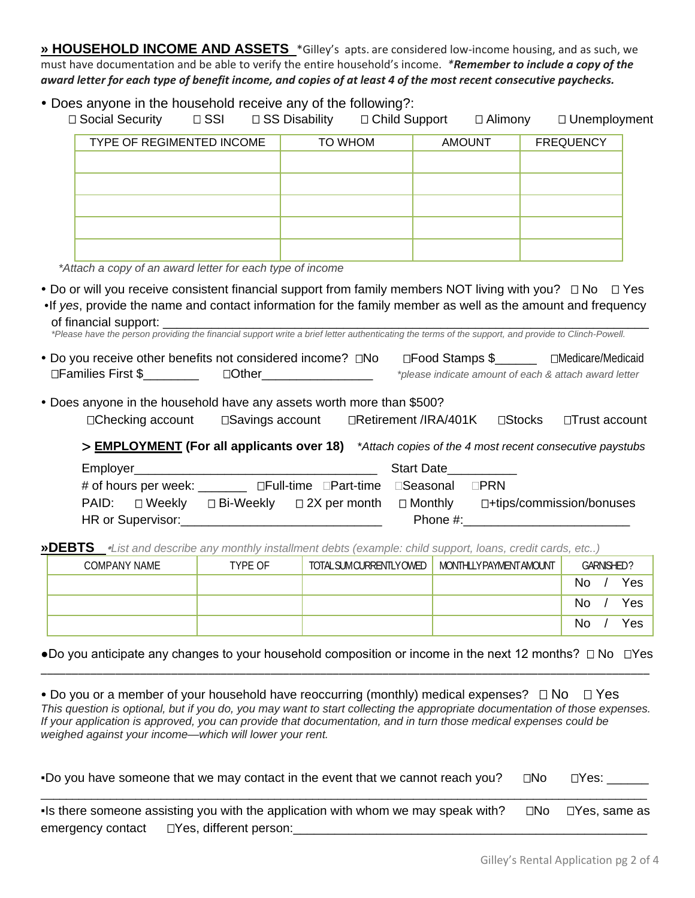## » HOUSEHOLD INCOME AND ASSETS

*Gilley's apts. are considered low-income housing, and as such, we must have documentation and be able to verify the entire household's income. ***Remember to include a copy of the award letter for each type of benefit income, and copies of at least 4 of the most recent consecutive paychecks.***

- Does anyone in the household receive any of the following?:

  ☐ Social Security ☐ SSI ☐ SS Disability ☐ Child Support ☐ Alimony ☐ Unemployment

| TYPE OF REGIMENTED INCOME | TO WHOM | AMOUNT | FREQUENCY |
|---|---|---|---|
| | | | |
| | | | |
| | | | |
| | | | |
| | | | |

*\*Attach a copy of an award letter for each type of income*

- Do or will you receive consistent financial support from family members NOT living with you? ☐ No ☐ Yes
- If *yes*, provide the name and contact information for the family member as well as the amount and frequency of financial support: ________________________________________

*\*Please have the person providing the financial support write a brief letter authenticating the terms of the support, and provide to Clinch-Powell.*

- Do you receive other benefits not considered income? ☐No ☐Food Stamps $______ ☐Medicare/Medicaid ☐Families First $________ ☐Other________________ *\*please indicate amount of each & attach award letter*

- Does anyone in the household have any assets worth more than $500?

  ☐Checking account ☐Savings account ☐Retirement /IRA/401K ☐Stocks ☐Trust account

### > EMPLOYMENT (For all applicants over 18)

*\*Attach copies of the 4 most recent consecutive paystubs*

Employer__________________________________ Start Date__________

# of hours per week: _______ ☐Full-time ☐Part-time ☐Seasonal ☐PRN

PAID: ☐ Weekly ☐ Bi-Weekly ☐ 2X per month ☐ Monthly ☐+tips/commission/bonuses

HR or Supervisor:____________________________ Phone #:________________________

## »DEBTS

*•List and describe any monthly installment debts (example: child support, loans, credit cards, etc..)*

| COMPANY NAME | TYPE OF | TOTAL SUM CURRENTLY OWED | MONTHLLY PAYMENT AMOUNT | GARNISHED? |
|---|---|---|---|---|
| | | | | No / Yes |
| | | | | No / Yes |
| | | | | No / Yes |

- Do you anticipate any changes to your household composition or income in the next 12 months? ☐ No ☐Yes

________________________________________________________________________________

- Do you or a member of your household have reoccurring (monthly) medical expenses? ☐ No ☐ Yes

*This question is optional, but if you do, you may want to start collecting the appropriate documentation of those expenses. If your application is approved, you can provide that documentation, and in turn those medical expenses could be weighed against your income—which will lower your rent.*

- Do you have someone that we may contact in the event that we cannot reach you? ☐No ☐Yes: ______

________________________________________________________________________________

- Is there someone assisting you with the application with whom we may speak with? ☐No ☐Yes, same as emergency contact ☐Yes, different person:________________________________________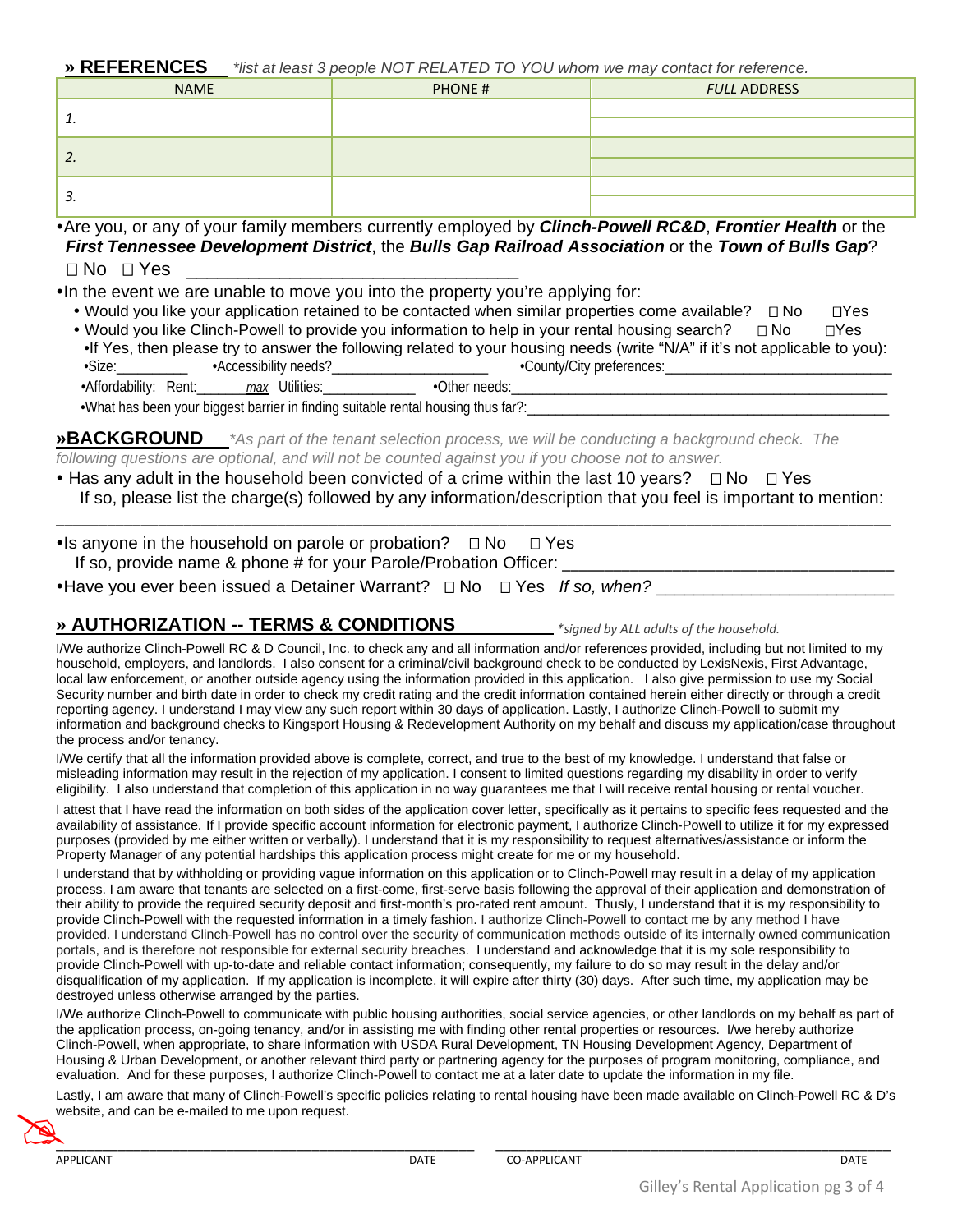## » REFERENCES

*\*list at least 3 people NOT RELATED TO YOU whom we may contact for reference.*

| NAME | PHONE # | *FULL* ADDRESS |
|---|---|---|
| 1. | | |
| 2. | | |
| 3. | | |

- Are you, or any of your family members currently employed by ***Clinch-Powell RC&D***, ***Frontier Health*** or the ***First Tennessee Development District***, the ***Bulls Gap Railroad Association*** or the ***Town of Bulls Gap***?
  ☐ No ☐ Yes ______________________________

- In the event we are unable to move you into the property you're applying for:
  - Would you like your application retained to be contacted when similar properties come available? ☐ No ☐Yes
  - Would you like Clinch-Powell to provide you information to help in your rental housing search? ☐ No ☐Yes
  - If Yes, then please try to answer the following related to your housing needs (write "N/A" if it's not applicable to you):
    - Size:__________ •Accessibility needs?____________________ •County/City preferences:____________________________
    - Affordability: Rent:_______ *max* Utilities:____________ •Other needs:______________________________________________
    - What has been your biggest barrier in finding suitable rental housing thus far?:__________________________________________

## »BACKGROUND

*\*As part of the tenant selection process, we will be conducting a background check. The following questions are optional, and will not be counted against you if you choose not to answer.*

- Has any adult in the household been convicted of a crime within the last 10 years? ☐ No ☐ Yes
  If so, please list the charge(s) followed by any information/description that you feel is important to mention:
  ________________________________________________________________________________

- Is anyone in the household on parole or probation? ☐ No ☐ Yes
  If so, provide name & phone # for your Parole/Probation Officer: ______________________________
- Have you ever been issued a Detainer Warrant? ☐ No ☐ Yes *If so, when?* ______________________

## » AUTHORIZATION -- TERMS & CONDITIONS

*\*signed by ALL adults of the household.*

I/We authorize Clinch-Powell RC & D Council, Inc. to check any and all information and/or references provided, including but not limited to my household, employers, and landlords. I also consent for a criminal/civil background check to be conducted by LexisNexis, First Advantage, local law enforcement, or another outside agency using the information provided in this application. I also give permission to use my Social Security number and birth date in order to check my credit rating and the credit information contained herein either directly or through a credit reporting agency. I understand I may view any such report within 30 days of application. Lastly, I authorize Clinch-Powell to submit my information and background checks to Kingsport Housing & Redevelopment Authority on my behalf and discuss my application/case throughout the process and/or tenancy.

I/We certify that all the information provided above is complete, correct, and true to the best of my knowledge. I understand that false or misleading information may result in the rejection of my application. I consent to limited questions regarding my disability in order to verify eligibility. I also understand that completion of this application in no way guarantees me that I will receive rental housing or rental voucher.

I attest that I have read the information on both sides of the application cover letter, specifically as it pertains to specific fees requested and the availability of assistance. If I provide specific account information for electronic payment, I authorize Clinch-Powell to utilize it for my expressed purposes (provided by me either written or verbally). I understand that it is my responsibility to request alternatives/assistance or inform the Property Manager of any potential hardships this application process might create for me or my household.

I understand that by withholding or providing vague information on this application or to Clinch-Powell may result in a delay of my application process. I am aware that tenants are selected on a first-come, first-serve basis following the approval of their application and demonstration of their ability to provide the required security deposit and first-month's pro-rated rent amount. Thusly, I understand that it is my responsibility to provide Clinch-Powell with the requested information in a timely fashion. I authorize Clinch-Powell to contact me by any method I have provided. I understand Clinch-Powell has no control over the security of communication methods outside of its internally owned communication portals, and is therefore not responsible for external security breaches. I understand and acknowledge that it is my sole responsibility to provide Clinch-Powell with up-to-date and reliable contact information; consequently, my failure to do so may result in the delay and/or disqualification of my application. If my application is incomplete, it will expire after thirty (30) days. After such time, my application may be destroyed unless otherwise arranged by the parties.

I/We authorize Clinch-Powell to communicate with public housing authorities, social service agencies, or other landlords on my behalf as part of the application process, on-going tenancy, and/or in assisting me with finding other rental properties or resources. I/we hereby authorize Clinch-Powell, when appropriate, to share information with USDA Rural Development, TN Housing Development Agency, Department of Housing & Urban Development, or another relevant third party or partnering agency for the purposes of program monitoring, compliance, and evaluation. And for these purposes, I authorize Clinch-Powell to contact me at a later date to update the information in my file.

Lastly, I am aware that many of Clinch-Powell's specific policies relating to rental housing have been made available on Clinch-Powell RC & D's website, and can be e-mailed to me upon request.

______________________________________ ______________________________________

APPLICANT DATE CO-APPLICANT DATE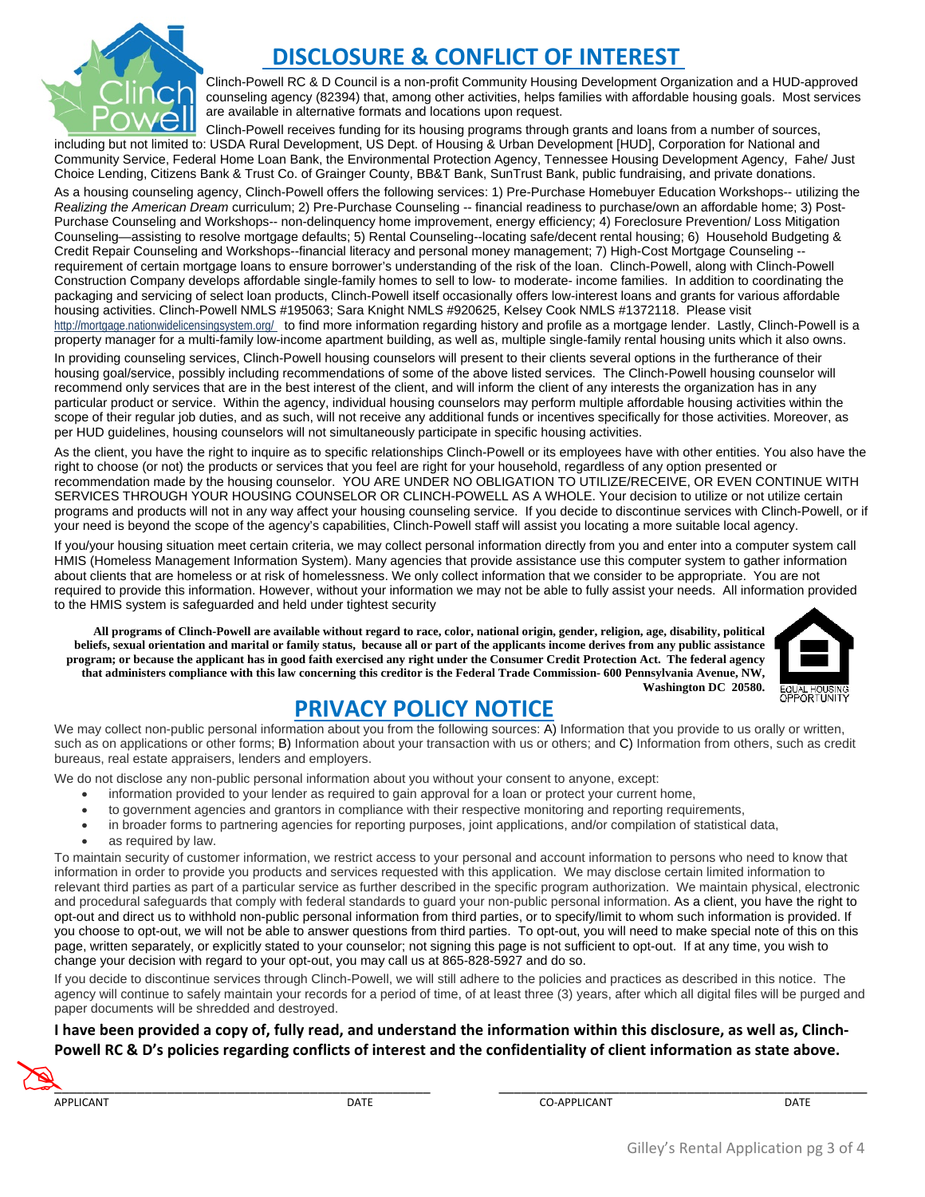# DISCLOSURE & CONFLICT OF INTEREST

Clinch-Powell RC & D Council is a non-profit Community Housing Development Organization and a HUD-approved counseling agency (82394) that, among other activities, helps families with affordable housing goals. Most services are available in alternative formats and locations upon request.

Clinch-Powell receives funding for its housing programs through grants and loans from a number of sources, including but not limited to: USDA Rural Development, US Dept. of Housing & Urban Development [HUD], Corporation for National and Community Service, Federal Home Loan Bank, the Environmental Protection Agency, Tennessee Housing Development Agency, Fahe/ Just Choice Lending, Citizens Bank & Trust Co. of Grainger County, BB&T Bank, SunTrust Bank, public fundraising, and private donations.

As a housing counseling agency, Clinch-Powell offers the following services: 1) Pre-Purchase Homebuyer Education Workshops-- utilizing the *Realizing the American Dream* curriculum; 2) Pre-Purchase Counseling -- financial readiness to purchase/own an affordable home; 3) Post-Purchase Counseling and Workshops-- non-delinquency home improvement, energy efficiency; 4) Foreclosure Prevention/ Loss Mitigation Counseling—assisting to resolve mortgage defaults; 5) Rental Counseling--locating safe/decent rental housing; 6) Household Budgeting & Credit Repair Counseling and Workshops--financial literacy and personal money management; 7) High-Cost Mortgage Counseling --requirement of certain mortgage loans to ensure borrower's understanding of the risk of the loan. Clinch-Powell, along with Clinch-Powell Construction Company develops affordable single-family homes to sell to low- to moderate- income families. In addition to coordinating the packaging and servicing of select loan products, Clinch-Powell itself occasionally offers low-interest loans and grants for various affordable housing activities. Clinch-Powell NMLS #195063; Sara Knight NMLS #920625, Kelsey Cook NMLS #1372118. Please visit http://mortgage.nationwidelicensingsystem.org/ to find more information regarding history and profile as a mortgage lender. Lastly, Clinch-Powell is a property manager for a multi-family low-income apartment building, as well as, multiple single-family rental housing units which it also owns.

In providing counseling services, Clinch-Powell housing counselors will present to their clients several options in the furtherance of their housing goal/service, possibly including recommendations of some of the above listed services. The Clinch-Powell housing counselor will recommend only services that are in the best interest of the client, and will inform the client of any interests the organization has in any particular product or service. Within the agency, individual housing counselors may perform multiple affordable housing activities within the scope of their regular job duties, and as such, will not receive any additional funds or incentives specifically for those activities. Moreover, as per HUD guidelines, housing counselors will not simultaneously participate in specific housing activities.

As the client, you have the right to inquire as to specific relationships Clinch-Powell or its employees have with other entities. You also have the right to choose (or not) the products or services that you feel are right for your household, regardless of any option presented or recommendation made by the housing counselor. YOU ARE UNDER NO OBLIGATION TO UTILIZE/RECEIVE, OR EVEN CONTINUE WITH SERVICES THROUGH YOUR HOUSING COUNSELOR OR CLINCH-POWELL AS A WHOLE. Your decision to utilize or not utilize certain programs and products will not in any way affect your housing counseling service. If you decide to discontinue services with Clinch-Powell, or if your need is beyond the scope of the agency's capabilities, Clinch-Powell staff will assist you locating a more suitable local agency.

If you/your housing situation meet certain criteria, we may collect personal information directly from you and enter into a computer system call HMIS (Homeless Management Information System). Many agencies that provide assistance use this computer system to gather information about clients that are homeless or at risk of homelessness. We only collect information that we consider to be appropriate. You are not required to provide this information. However, without your information we may not be able to fully assist your needs. All information provided to the HMIS system is safeguarded and held under tightest security

**All programs of Clinch-Powell are available without regard to race, color, national origin, gender, religion, age, disability, political beliefs, sexual orientation and marital or family status, because all or part of the applicants income derives from any public assistance program; or because the applicant has in good faith exercised any right under the Consumer Credit Protection Act. The federal agency that administers compliance with this law concerning this creditor is the Federal Trade Commission- 600 Pennsylvania Avenue, NW, Washington DC 20580.**

EQUAL HOUSING OPPORTUNITY

# PRIVACY POLICY NOTICE

We may collect non-public personal information about you from the following sources: A) Information that you provide to us orally or written, such as on applications or other forms; B) Information about your transaction with us or others; and C) Information from others, such as credit bureaus, real estate appraisers, lenders and employers.

We do not disclose any non-public personal information about you without your consent to anyone, except:

- information provided to your lender as required to gain approval for a loan or protect your current home,
- to government agencies and grantors in compliance with their respective monitoring and reporting requirements,
- in broader forms to partnering agencies for reporting purposes, joint applications, and/or compilation of statistical data,
- as required by law.

To maintain security of customer information, we restrict access to your personal and account information to persons who need to know that information in order to provide you products and services requested with this application. We may disclose certain limited information to relevant third parties as part of a particular service as further described in the specific program authorization. We maintain physical, electronic and procedural safeguards that comply with federal standards to guard your non-public personal information. As a client, you have the right to opt-out and direct us to withhold non-public personal information from third parties, or to specify/limit to whom such information is provided. If you choose to opt-out, we will not be able to answer questions from third parties. To opt-out, you will need to make special note of this on this page, written separately, or explicitly stated to your counselor; not signing this page is not sufficient to opt-out. If at any time, you wish to change your decision with regard to your opt-out, you may call us at 865-828-5927 and do so.

If you decide to discontinue services through Clinch-Powell, we will still adhere to the policies and practices as described in this notice. The agency will continue to safely maintain your records for a period of time, of at least three (3) years, after which all digital files will be purged and paper documents will be shredded and destroyed.

**I have been provided a copy of, fully read, and understand the information within this disclosure, as well as, Clinch-Powell RC & D's policies regarding conflicts of interest and the confidentiality of client information as state above.**

_______________________________________ _______________________________________

APPLICANT DATE CO-APPLICANT DATE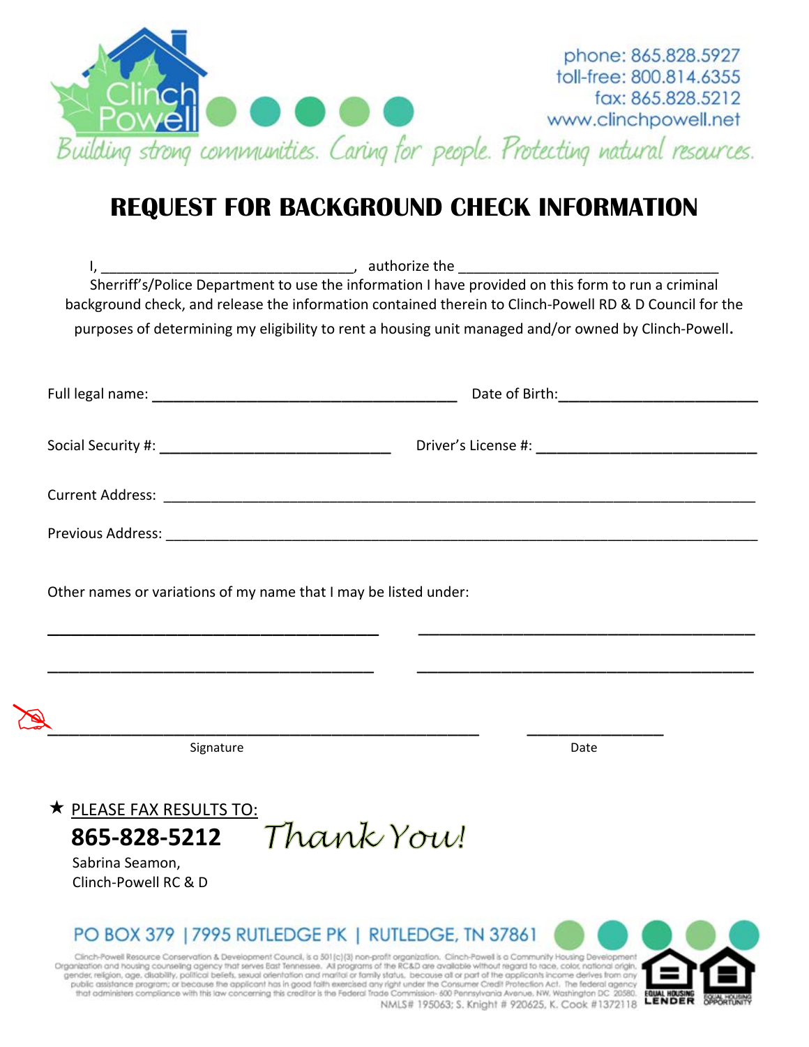Clinch Powell

phone: 865.828.5927
toll-free: 800.814.6355
fax: 865.828.5212
www.clinchpowell.net

*Building strong communities. Caring for people. Protecting natural resources.*

# REQUEST FOR BACKGROUND CHECK INFORMATION

I, ________________________________, authorize the _________________________________ Sherriff's/Police Department to use the information I have provided on this form to run a criminal background check, and release the information contained therein to Clinch-Powell RD & D Council for the purposes of determining my eligibility to rent a housing unit managed and/or owned by Clinch-Powell.

Full legal name: ________________________________________ Date of Birth: _________________________

Social Security #: ______________________________ Driver's License #: ____________________________

Current Address: _______________________________________________________________________________

Previous Address: ______________________________________________________________________________

Other names or variations of my name that I may be listed under:

___________________________________________ ___________________________________________

___________________________________________ ___________________________________________

_______________________________________________________ _________________
Signature Date

★ PLEASE FAX RESULTS TO:

**865-828-5212**

*Thank You!*

Sabrina Seamon,
Clinch-Powell RC & D

PO BOX 379 | 7995 RUTLEDGE PK | RUTLEDGE, TN 37861

Clinch-Powell Resource Conservation & Development Council, is a 501(c)(3) non-profit organization. Clinch-Powell is a Community Housing Development Organization and housing counseling agency that serves East Tennessee. All programs of the RC&D are available without regard to race, color, national origin, gender, religion, age, disability, political beliefs, sexual orientation and marital or family status, because all or part of the applicants income derives from any public assistance program; or because the applicant has in good faith exercised any right under the Consumer Credit Protection Act. The federal agency that administers compliance with this law concerning this creditor is the Federal Trade Commission- 600 Pennsylvania Avenue, NW, Washington DC 20580.
NMLS# 195063; S. Knight # 920625, K. Cook #1372118

EQUAL HOUSING LENDER EQUAL HOUSING OPPORTUNITY